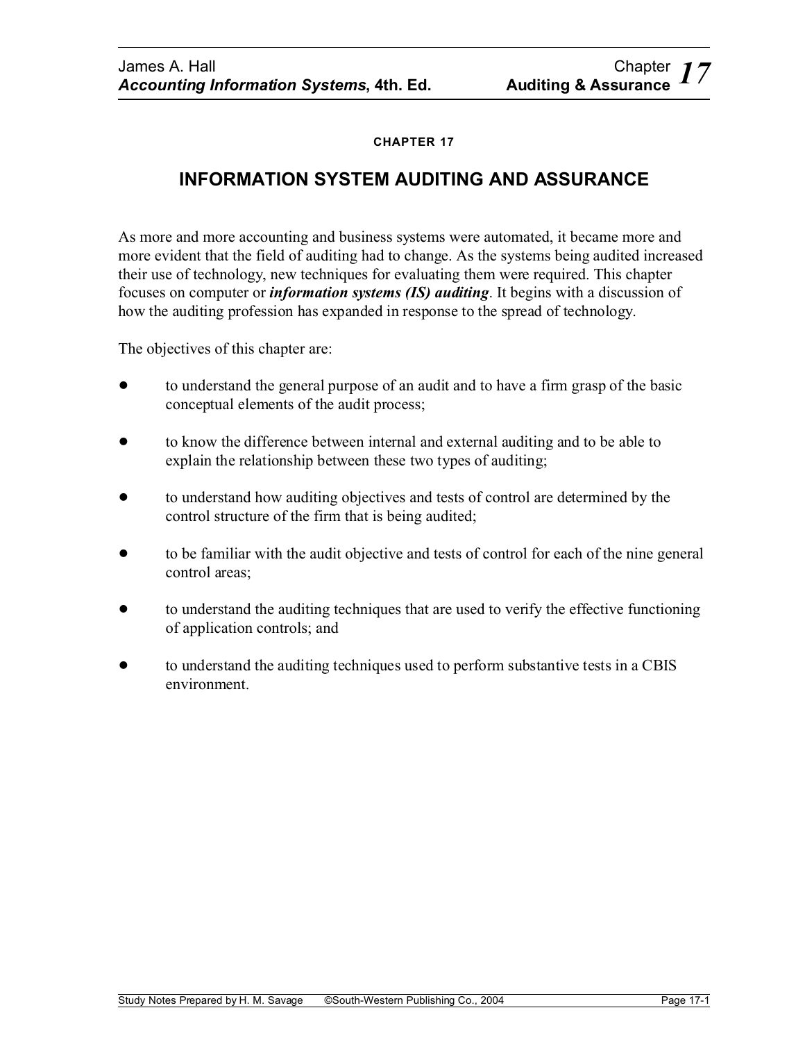CHAPTER 17

# INFORMATION SYSTEM AUDITING AND ASSURANCE

As more and more accounting and business systems were automated, it became more and more evident that the field of auditing had to change. As the systems being audited increased their use of technology, new techniques for evaluating them were required. This chapter focuses on computer or ***information systems (IS) auditing***. It begins with a discussion of how the auditing profession has expanded in response to the spread of technology.

The objectives of this chapter are:

- to understand the general purpose of an audit and to have a firm grasp of the basic conceptual elements of the audit process;
- to know the difference between internal and external auditing and to be able to explain the relationship between these two types of auditing;
- to understand how auditing objectives and tests of control are determined by the control structure of the firm that is being audited;
- to be familiar with the audit objective and tests of control for each of the nine general control areas;
- to understand the auditing techniques that are used to verify the effective functioning of application controls; and
- to understand the auditing techniques used to perform substantive tests in a CBIS environment.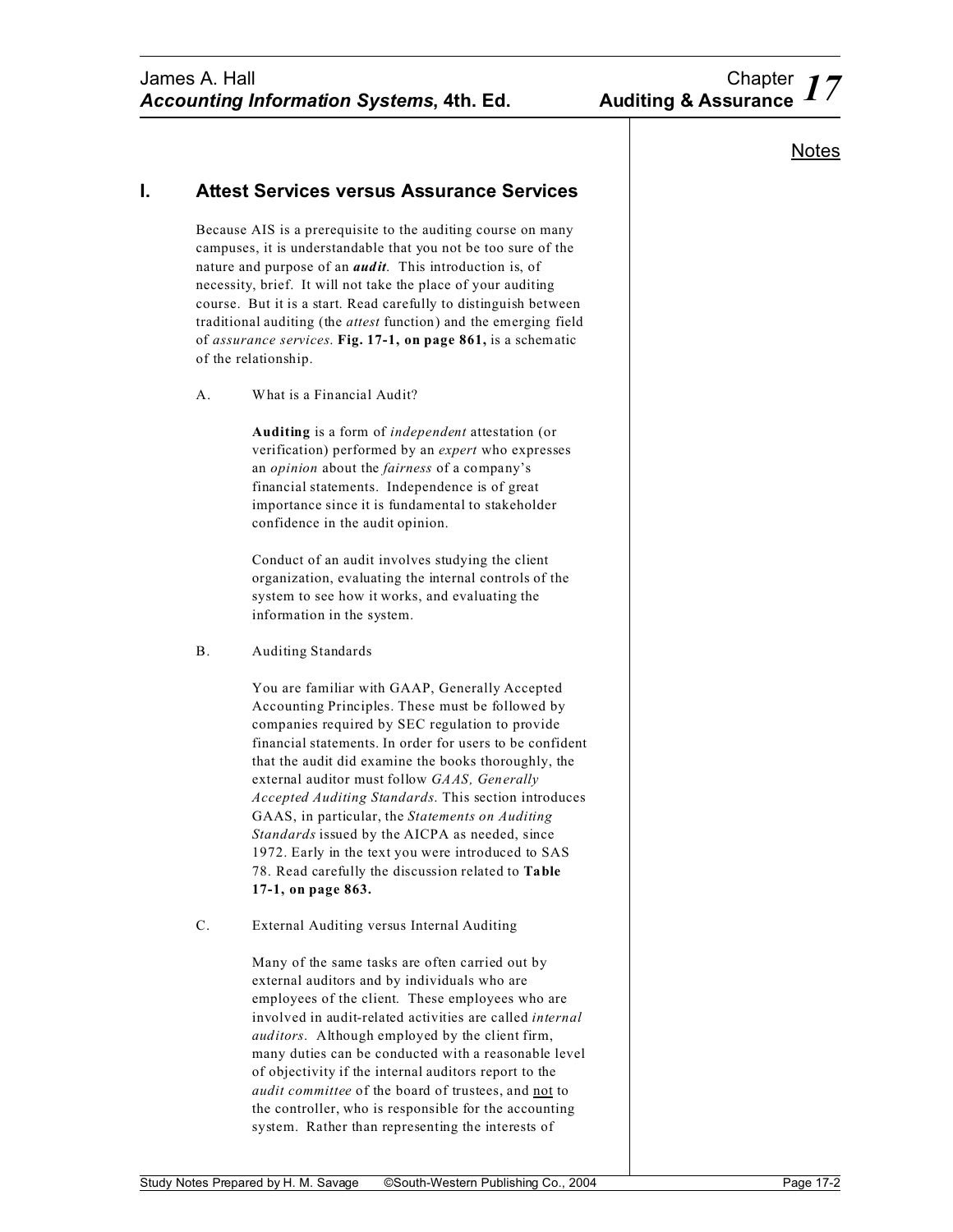## I. Attest Services versus Assurance Services

Because AIS is a prerequisite to the auditing course on many campuses, it is understandable that you not be too sure of the nature and purpose of an ***audit***. This introduction is, of necessity, brief. It will not take the place of your auditing course. But it is a start. Read carefully to distinguish between traditional auditing (the *attest* function) and the emerging field of *assurance services*. **Fig. 17-1, on page 861,** is a schematic of the relationship.

### A. What is a Financial Audit?

**Auditing** is a form of *independent* attestation (or verification) performed by an *expert* who expresses an *opinion* about the *fairness* of a company's financial statements. Independence is of great importance since it is fundamental to stakeholder confidence in the audit opinion.

Conduct of an audit involves studying the client organization, evaluating the internal controls of the system to see how it works, and evaluating the information in the system.

### B. Auditing Standards

You are familiar with GAAP, Generally Accepted Accounting Principles. These must be followed by companies required by SEC regulation to provide financial statements. In order for users to be confident that the audit did examine the books thoroughly, the external auditor must follow *GAAS, Generally Accepted Auditing Standards.* This section introduces GAAS, in particular, the *Statements on Auditing Standards* issued by the AICPA as needed, since 1972. Early in the text you were introduced to SAS 78. Read carefully the discussion related to **Table 17-1, on page 863.**

### C. External Auditing versus Internal Auditing

Many of the same tasks are often carried out by external auditors and by individuals who are employees of the client. These employees who are involved in audit-related activities are called *internal auditors*. Although employed by the client firm, many duties can be conducted with a reasonable level of objectivity if the internal auditors report to the *audit committee* of the board of trustees, and <u>not</u> to the controller, who is responsible for the accounting system. Rather than representing the interests of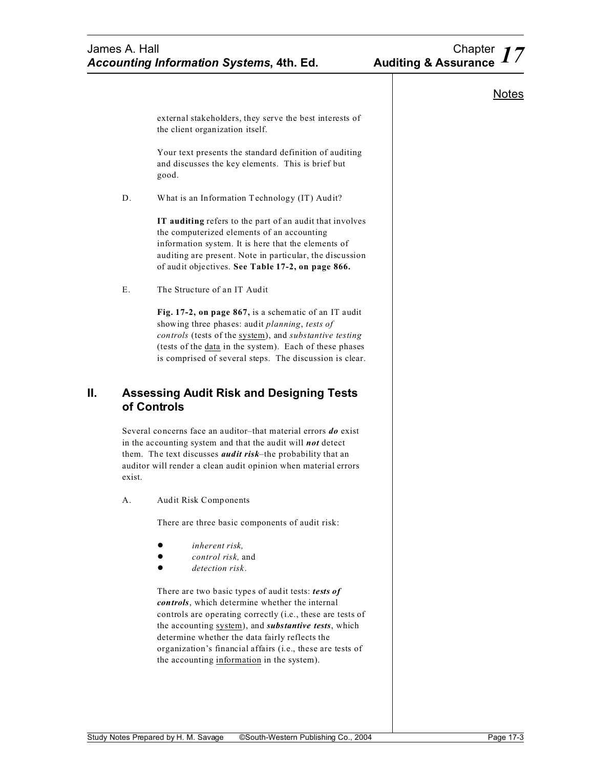external stakeholders, they serve the best interests of the client organization itself.

Your text presents the standard definition of auditing and discusses the key elements. This is brief but good.

D. What is an Information Technology (IT) Audit?

**IT auditing** refers to the part of an audit that involves the computerized elements of an accounting information system. It is here that the elements of auditing are present. Note in particular, the discussion of audit objectives. **See Table 17-2, on page 866.**

E. The Structure of an IT Audit

**Fig. 17-2, on page 867,** is a schematic of an IT audit showing three phases: audit *planning*, *tests of controls* (tests of the system), and *substantive testing* (tests of the data in the system). Each of these phases is comprised of several steps. The discussion is clear.

## II. Assessing Audit Risk and Designing Tests of Controls

Several concerns face an auditor–that material errors ***do*** exist in the accounting system and that the audit will ***not*** detect them. The text discusses ***audit risk***–the probability that an auditor will render a clean audit opinion when material errors exist.

A. Audit Risk Components

There are three basic components of audit risk:

- *inherent risk,*
- *control risk,* and
- *detection risk*.

There are two basic types of audit tests: ***tests of controls***, which determine whether the internal controls are operating correctly (i.e., these are tests of the accounting system), and ***substantive tests***, which determine whether the data fairly reflects the organization's financial affairs (i.e., these are tests of the accounting information in the system).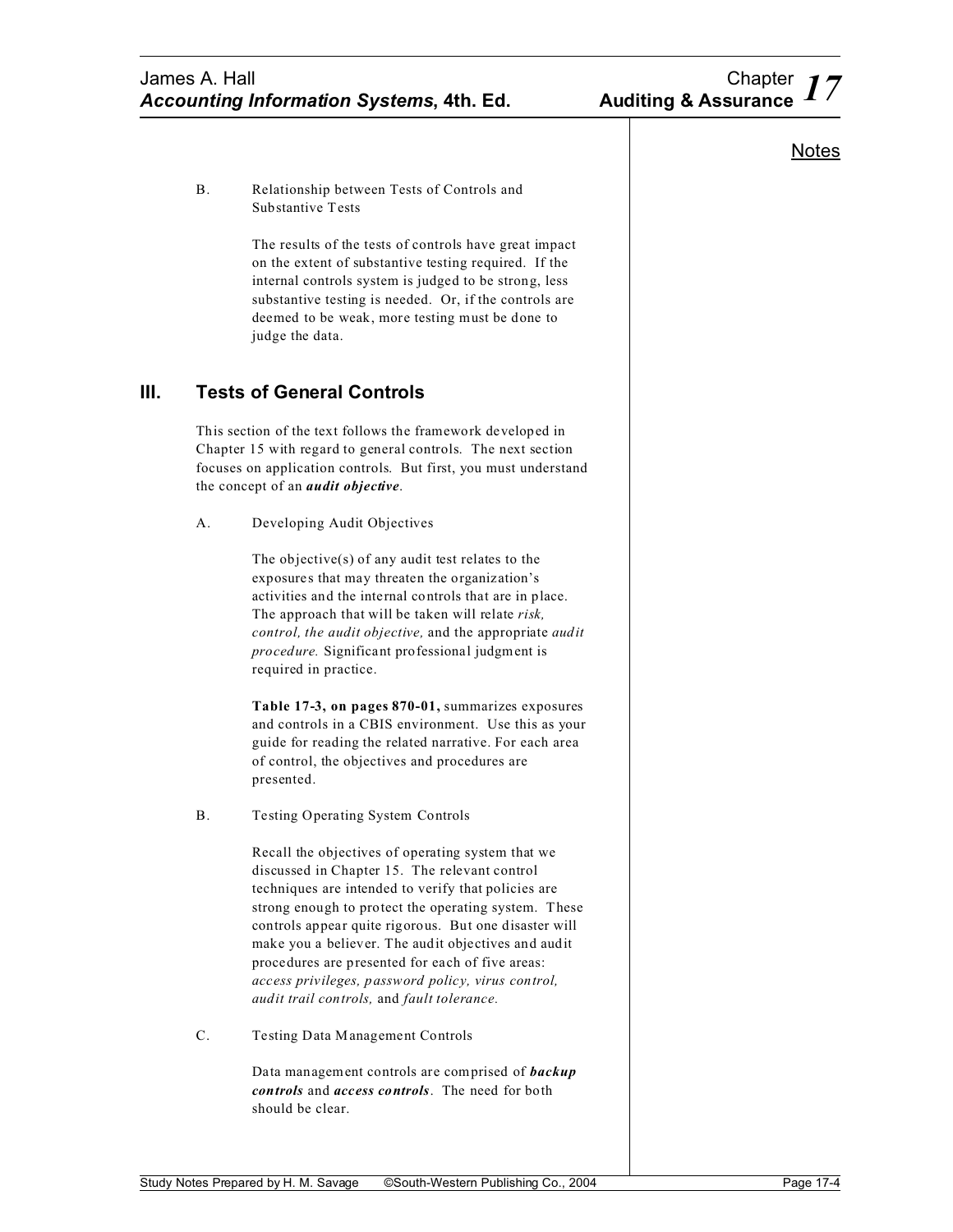B. Relationship between Tests of Controls and Substantive Tests

The results of the tests of controls have great impact on the extent of substantive testing required. If the internal controls system is judged to be strong, less substantive testing is needed. Or, if the controls are deemed to be weak, more testing must be done to judge the data.

## III. Tests of General Controls

This section of the text follows the framework developed in Chapter 15 with regard to general controls. The next section focuses on application controls. But first, you must understand the concept of an ***audit objective***.

A. Developing Audit Objectives

The objective(s) of any audit test relates to the exposures that may threaten the organization's activities and the internal controls that are in place. The approach that will be taken will relate *risk, control, the audit objective,* and the appropriate *audit procedure.* Significant professional judgment is required in practice.

**Table 17-3, on pages 870-01,** summarizes exposures and controls in a CBIS environment. Use this as your guide for reading the related narrative. For each area of control, the objectives and procedures are presented.

B. Testing Operating System Controls

Recall the objectives of operating system that we discussed in Chapter 15. The relevant control techniques are intended to verify that policies are strong enough to protect the operating system. These controls appear quite rigorous. But one disaster will make you a believer. The audit objectives and audit procedures are presented for each of five areas: *access privileges, password policy, virus control, audit trail controls,* and *fault tolerance.*

C. Testing Data Management Controls

Data management controls are comprised of ***backup controls*** and ***access controls***. The need for both should be clear.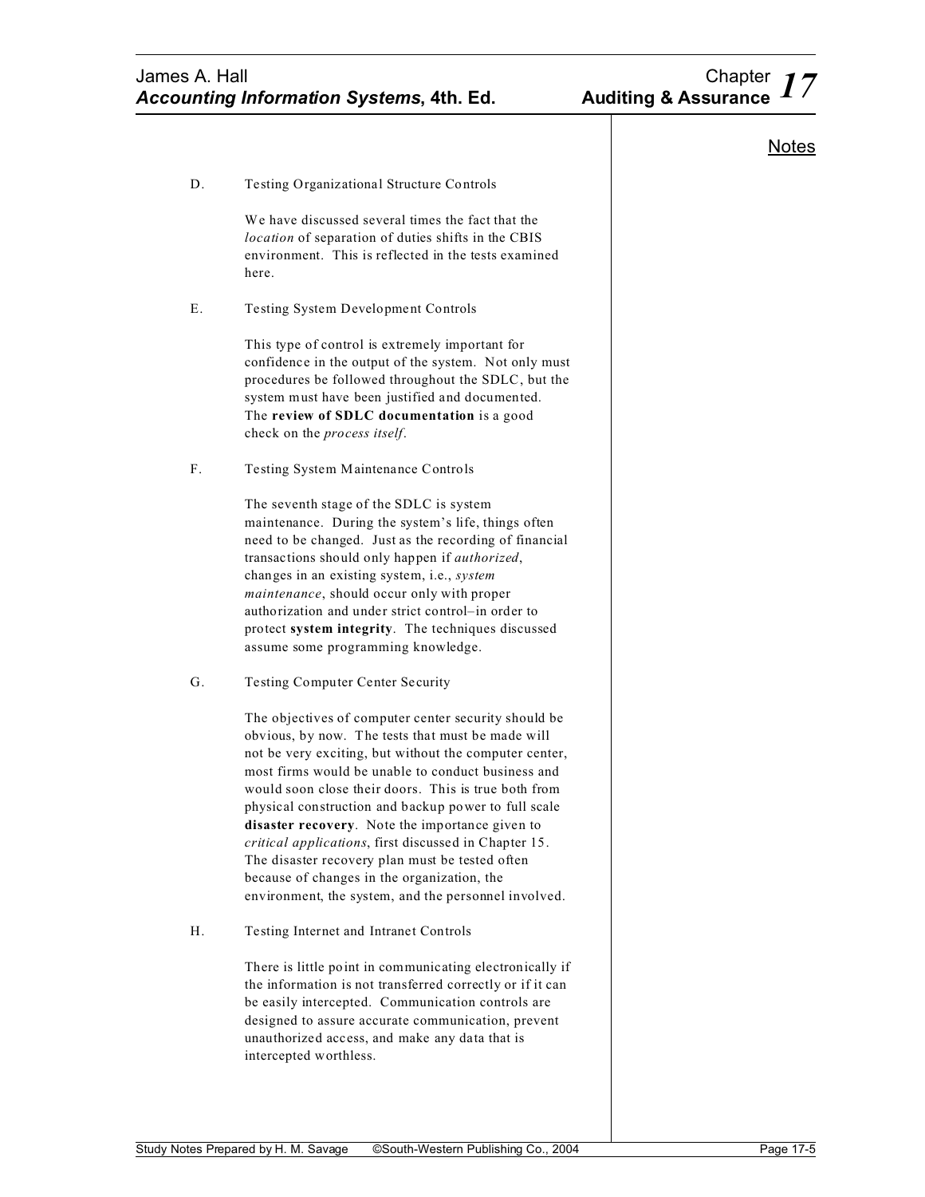## Notes

D. Testing Organizational Structure Controls

We have discussed several times the fact that the *location* of separation of duties shifts in the CBIS environment. This is reflected in the tests examined here.

E. Testing System Development Controls

This type of control is extremely important for confidence in the output of the system. Not only must procedures be followed throughout the SDLC, but the system must have been justified and documented. The **review of SDLC documentation** is a good check on the *process itself*.

F. Testing System Maintenance Controls

The seventh stage of the SDLC is system maintenance. During the system's life, things often need to be changed. Just as the recording of financial transactions should only happen if *authorized*, changes in an existing system, i.e., *system maintenance*, should occur only with proper authorization and under strict control–in order to protect **system integrity**. The techniques discussed assume some programming knowledge.

G. Testing Computer Center Security

The objectives of computer center security should be obvious, by now. The tests that must be made will not be very exciting, but without the computer center, most firms would be unable to conduct business and would soon close their doors. This is true both from physical construction and backup power to full scale **disaster recovery**. Note the importance given to *critical applications*, first discussed in Chapter 15. The disaster recovery plan must be tested often because of changes in the organization, the environment, the system, and the personnel involved.

H. Testing Internet and Intranet Controls

There is little point in communicating electronically if the information is not transferred correctly or if it can be easily intercepted. Communication controls are designed to assure accurate communication, prevent unauthorized access, and make any data that is intercepted worthless.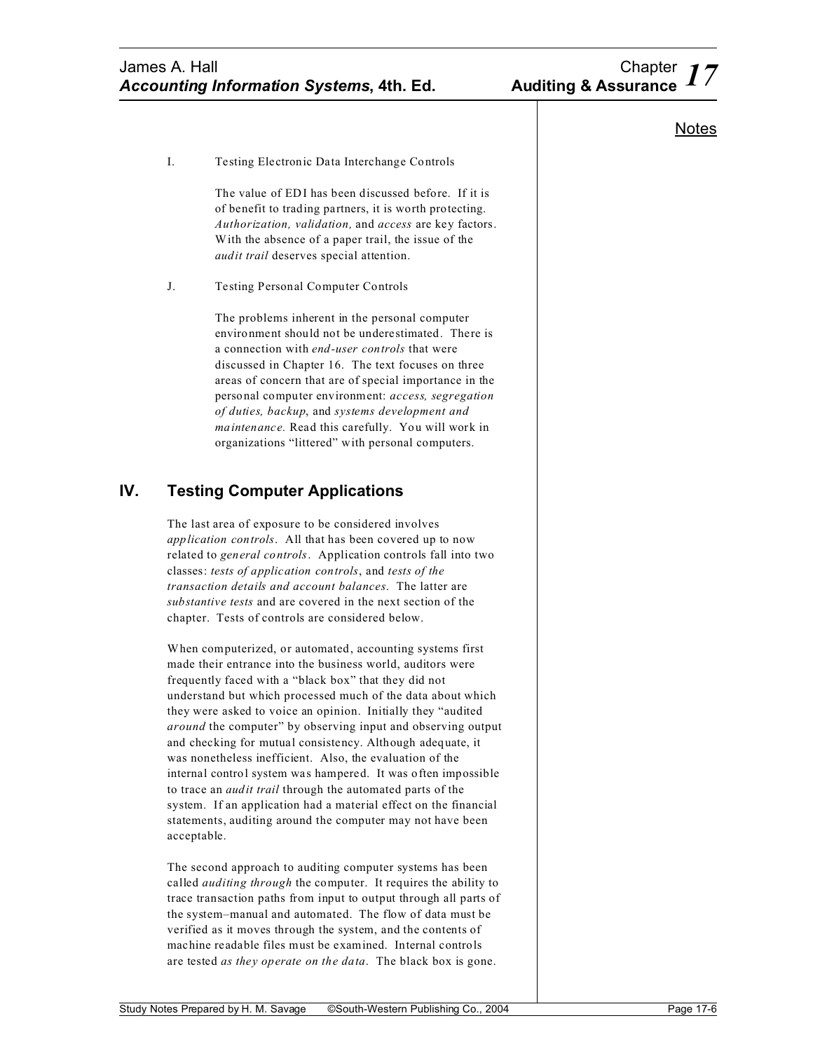I. Testing Electronic Data Interchange Controls

The value of EDI has been discussed before. If it is of benefit to trading partners, it is worth protecting. *Authorization, validation,* and *access* are key factors. With the absence of a paper trail, the issue of the *audit trail* deserves special attention.

J. Testing Personal Computer Controls

The problems inherent in the personal computer environment should not be underestimated. There is a connection with *end-user controls* that were discussed in Chapter 16. The text focuses on three areas of concern that are of special importance in the personal computer environment: *access, segregation of duties, backup*, and *systems development and maintenance.* Read this carefully. You will work in organizations "littered" with personal computers.

## IV. Testing Computer Applications

The last area of exposure to be considered involves *application controls*. All that has been covered up to now related to *general controls*. Application controls fall into two classes: *tests of application controls*, and *tests of the transaction details and account balances*. The latter are *substantive tests* and are covered in the next section of the chapter. Tests of controls are considered below.

When computerized, or automated, accounting systems first made their entrance into the business world, auditors were frequently faced with a "black box" that they did not understand but which processed much of the data about which they were asked to voice an opinion. Initially they "audited *around* the computer" by observing input and observing output and checking for mutual consistency. Although adequate, it was nonetheless inefficient. Also, the evaluation of the internal control system was hampered. It was often impossible to trace an *audit trail* through the automated parts of the system. If an application had a material effect on the financial statements, auditing around the computer may not have been acceptable.

The second approach to auditing computer systems has been called *auditing through* the computer. It requires the ability to trace transaction paths from input to output through all parts of the system–manual and automated. The flow of data must be verified as it moves through the system, and the contents of machine readable files must be examined. Internal controls are tested *as they operate on the data*. The black box is gone.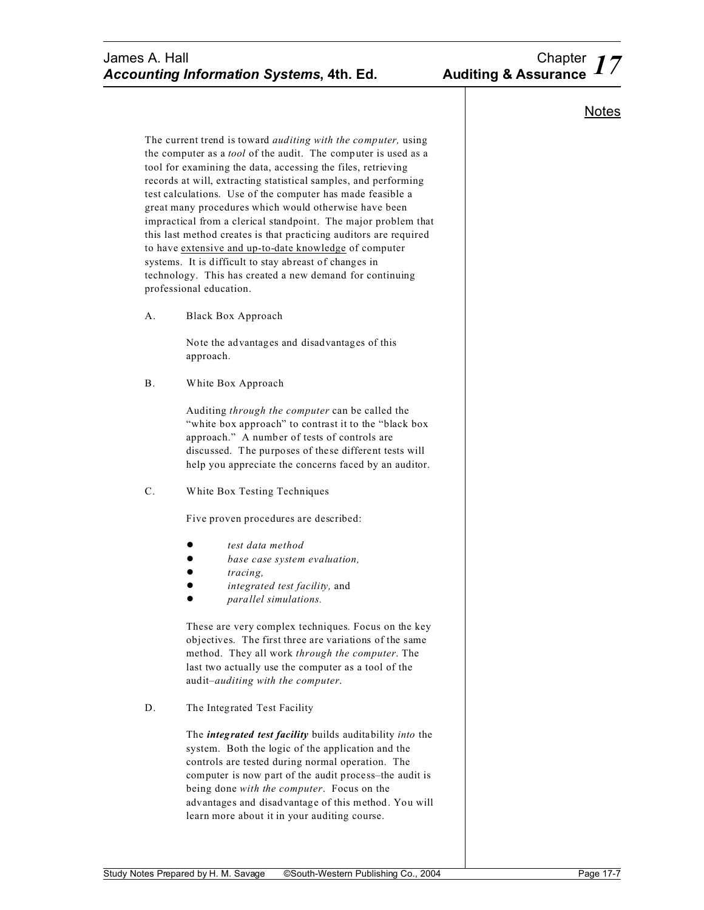Notes

The current trend is toward *auditing with the computer,* using the computer as a *tool* of the audit. The computer is used as a tool for examining the data, accessing the files, retrieving records at will, extracting statistical samples, and performing test calculations. Use of the computer has made feasible a great many procedures which would otherwise have been impractical from a clerical standpoint. The major problem that this last method creates is that practicing auditors are required to have <u>extensive and up-to-date knowledge</u> of computer systems. It is difficult to stay abreast of changes in technology. This has created a new demand for continuing professional education.

A. Black Box Approach

Note the advantages and disadvantages of this approach.

B. White Box Approach

Auditing *through the computer* can be called the "white box approach" to contrast it to the "black box approach." A number of tests of controls are discussed. The purposes of these different tests will help you appreciate the concerns faced by an auditor.

C. White Box Testing Techniques

Five proven procedures are described:

- *test data method*
- *base case system evaluation,*
- *tracing,*
- *integrated test facility,* and
- *parallel simulations.*

These are very complex techniques. Focus on the key objectives. The first three are variations of the same method. They all work *through the computer*. The last two actually use the computer as a tool of the audit–*auditing with the computer.*

D. The Integrated Test Facility

The ***integrated test facility*** builds auditability *into* the system. Both the logic of the application and the controls are tested during normal operation. The computer is now part of the audit process–the audit is being done *with the computer*. Focus on the advantages and disadvantage of this method. You will learn more about it in your auditing course.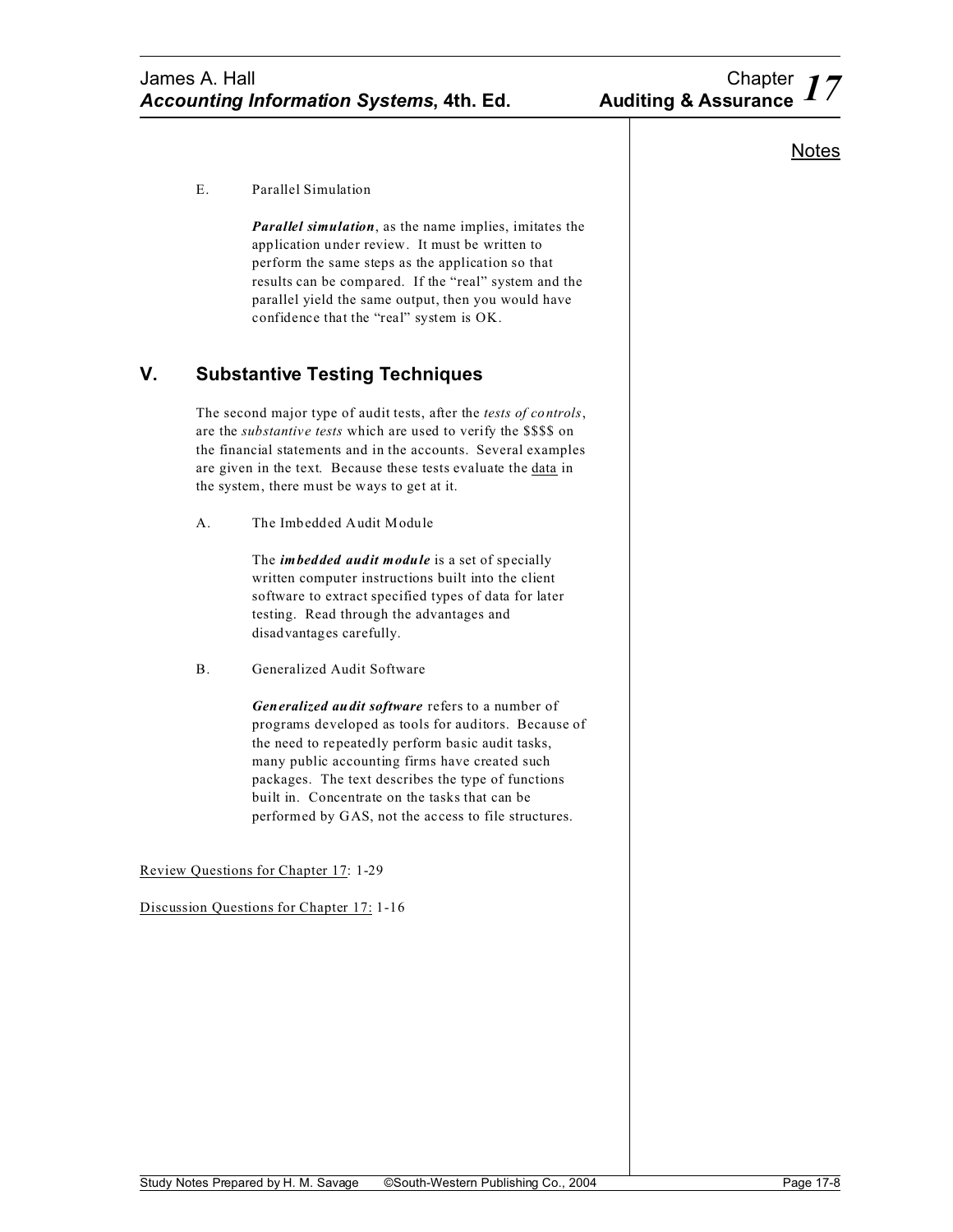E. Parallel Simulation

***Parallel simulation***, as the name implies, imitates the application under review. It must be written to perform the same steps as the application so that results can be compared. If the "real" system and the parallel yield the same output, then you would have confidence that the "real" system is OK.

## V. Substantive Testing Techniques

The second major type of audit tests, after the *tests of controls*, are the *substantive tests* which are used to verify the $$$$ on the financial statements and in the accounts. Several examples are given in the text. Because these tests evaluate the data in the system, there must be ways to get at it.

A. The Imbedded Audit Module

The ***imbedded audit module*** is a set of specially written computer instructions built into the client software to extract specified types of data for later testing. Read through the advantages and disadvantages carefully.

B. Generalized Audit Software

***Generalized audit software*** refers to a number of programs developed as tools for auditors. Because of the need to repeatedly perform basic audit tasks, many public accounting firms have created such packages. The text describes the type of functions built in. Concentrate on the tasks that can be performed by GAS, not the access to file structures.

Review Questions for Chapter 17: 1-29

Discussion Questions for Chapter 17: 1-16